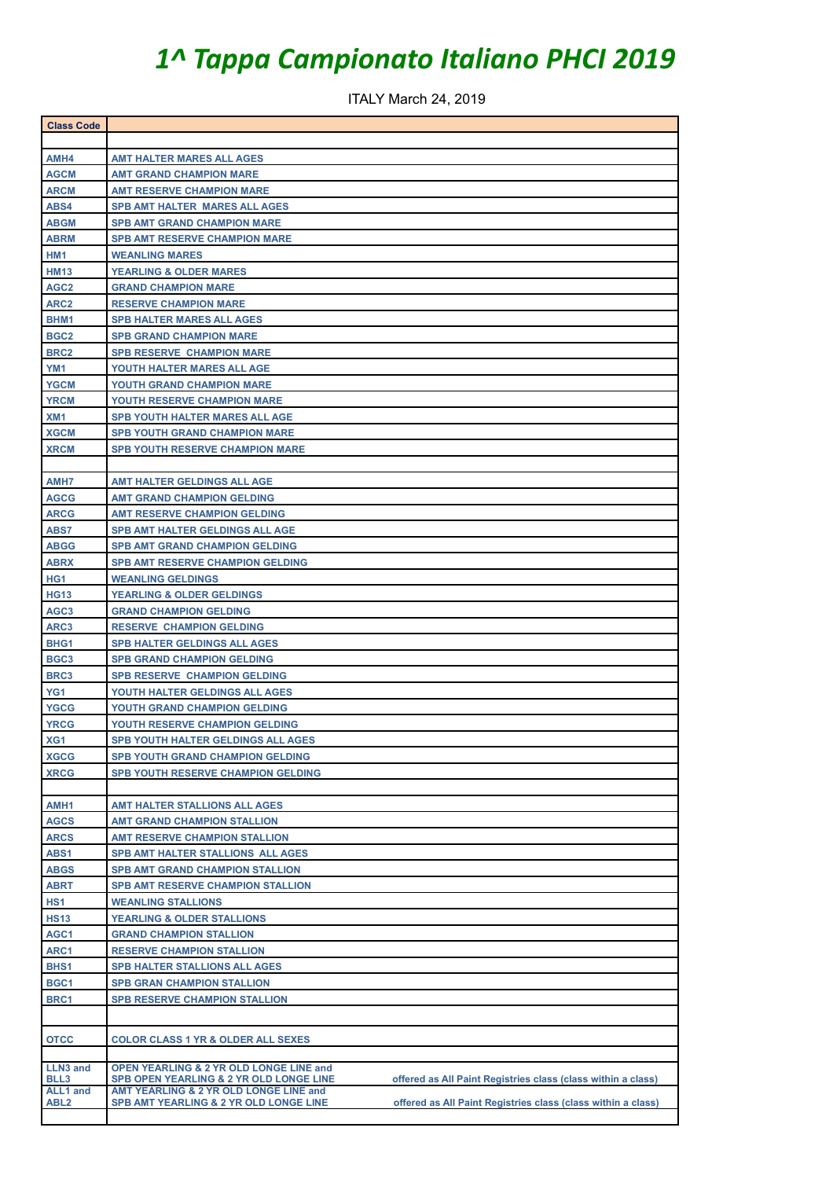# *1^ Tappa Campionato Italiano PHCI 2019*

ITALY March 24, 2019

| Class Code | | |
|---|---|---|
| | | |
| AMH4 | AMT HALTER MARES ALL AGES | |
| AGCM | AMT GRAND CHAMPION MARE | |
| ARCM | AMT RESERVE CHAMPION MARE | |
| ABS4 | SPB AMT HALTER MARES ALL AGES | |
| ABGM | SPB AMT GRAND CHAMPION MARE | |
| ABRM | SPB AMT RESERVE CHAMPION MARE | |
| HM1 | WEANLING MARES | |
| HM13 | YEARLING & OLDER MARES | |
| AGC2 | GRAND CHAMPION MARE | |
| ARC2 | RESERVE CHAMPION MARE | |
| BHM1 | SPB HALTER MARES ALL AGES | |
| BGC2 | SPB GRAND CHAMPION MARE | |
| BRC2 | SPB RESERVE CHAMPION MARE | |
| YM1 | YOUTH HALTER MARES ALL AGE | |
| YGCM | YOUTH GRAND CHAMPION MARE | |
| YRCM | YOUTH RESERVE CHAMPION MARE | |
| XM1 | SPB YOUTH HALTER MARES ALL AGE | |
| XGCM | SPB YOUTH GRAND CHAMPION MARE | |
| XRCM | SPB YOUTH RESERVE CHAMPION MARE | |
| | | |
| AMH7 | AMT HALTER GELDINGS ALL AGE | |
| AGCG | AMT GRAND CHAMPION GELDING | |
| ARCG | AMT RESERVE CHAMPION GELDING | |
| ABS7 | SPB AMT HALTER GELDINGS ALL AGE | |
| ABGG | SPB AMT GRAND CHAMPION GELDING | |
| ABRX | SPB AMT RESERVE CHAMPION GELDING | |
| HG1 | WEANLING GELDINGS | |
| HG13 | YEARLING & OLDER GELDINGS | |
| AGC3 | GRAND CHAMPION GELDING | |
| ARC3 | RESERVE CHAMPION GELDING | |
| BHG1 | SPB HALTER GELDINGS ALL AGES | |
| BGC3 | SPB GRAND CHAMPION GELDING | |
| BRC3 | SPB RESERVE CHAMPION GELDING | |
| YG1 | YOUTH HALTER GELDINGS ALL AGES | |
| YGCG | YOUTH GRAND CHAMPION GELDING | |
| YRCG | YOUTH RESERVE CHAMPION GELDING | |
| XG1 | SPB YOUTH HALTER GELDINGS ALL AGES | |
| XGCG | SPB YOUTH GRAND CHAMPION GELDING | |
| XRCG | SPB YOUTH RESERVE CHAMPION GELDING | |
| | | |
| AMH1 | AMT HALTER STALLIONS ALL AGES | |
| AGCS | AMT GRAND CHAMPION STALLION | |
| ARCS | AMT RESERVE CHAMPION STALLION | |
| ABS1 | SPB AMT HALTER STALLIONS ALL AGES | |
| ABGS | SPB AMT GRAND CHAMPION STALLION | |
| ABRT | SPB AMT RESERVE CHAMPION STALLION | |
| HS1 | WEANLING STALLIONS | |
| HS13 | YEARLING & OLDER STALLIONS | |
| AGC1 | GRAND CHAMPION STALLION | |
| ARC1 | RESERVE CHAMPION STALLION | |
| BHS1 | SPB HALTER STALLIONS ALL AGES | |
| BGC1 | SPB GRAN CHAMPION STALLION | |
| BRC1 | SPB RESERVE CHAMPION STALLION | |
| | | |
| OTCC | COLOR CLASS 1 YR & OLDER ALL SEXES | |
| | | |
| LLN3 and BLL3 | OPEN YEARLING & 2 YR OLD LONGE LINE and SPB OPEN YEARLING & 2 YR OLD LONGE LINE | offered as All Paint Registries class (class within a class) |
| ALL1 and ABL2 | AMT YEARLING & 2 YR OLD LONGE LINE and SPB AMT YEARLING & 2 YR OLD LONGE LINE | offered as All Paint Registries class (class within a class) |
| | | |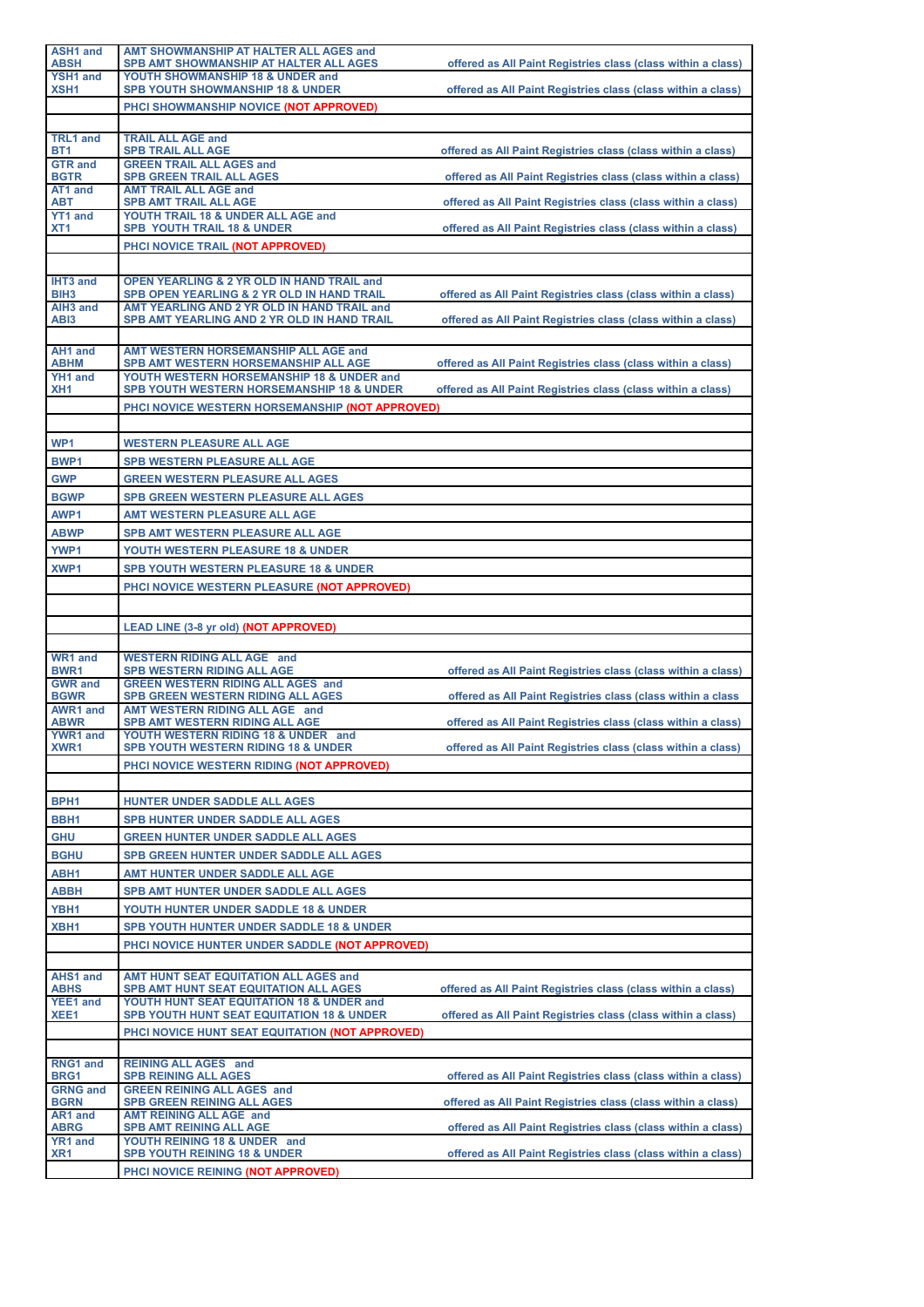| | | |
|---|---|---|
| ASH1 and ABSH | AMT SHOWMANSHIP AT HALTER ALL AGES and SPB AMT SHOWMANSHIP AT HALTER ALL AGES | offered as All Paint Registries class (class within a class) |
| YSH1 and XSH1 | YOUTH SHOWMANSHIP 18 & UNDER and SPB YOUTH SHOWMANSHIP 18 & UNDER | offered as All Paint Registries class (class within a class) |
| | PHCI SHOWMANSHIP NOVICE (NOT APPROVED) | |
| | | |
| TRL1 and BT1 | TRAIL ALL AGE and SPB TRAIL ALL AGE | offered as All Paint Registries class (class within a class) |
| GTR and BGTR | GREEN TRAIL ALL AGES and SPB GREEN TRAIL ALL AGES | offered as All Paint Registries class (class within a class) |
| AT1 and ABT | AMT TRAIL ALL AGE and SPB AMT TRAIL ALL AGE | offered as All Paint Registries class (class within a class) |
| YT1 and XT1 | YOUTH TRAIL 18 & UNDER ALL AGE and SPB YOUTH TRAIL 18 & UNDER | offered as All Paint Registries class (class within a class) |
| | PHCI NOVICE TRAIL (NOT APPROVED) | |
| | | |
| IHT3 and BIH3 | OPEN YEARLING & 2 YR OLD IN HAND TRAIL and SPB OPEN YEARLING & 2 YR OLD IN HAND TRAIL | offered as All Paint Registries class (class within a class) |
| AIH3 and ABI3 | AMT YEARLING AND 2 YR OLD IN HAND TRAIL and SPB AMT YEARLING AND 2 YR OLD IN HAND TRAIL | offered as All Paint Registries class (class within a class) |
| | | |
| AH1 and ABHM | AMT WESTERN HORSEMANSHIP ALL AGE and SPB AMT WESTERN HORSEMANSHIP ALL AGE | offered as All Paint Registries class (class within a class) |
| YH1 and XH1 | YOUTH WESTERN HORSEMANSHIP 18 & UNDER and SPB YOUTH WESTERN HORSEMANSHIP 18 & UNDER | offered as All Paint Registries class (class within a class) |
| | PHCI NOVICE WESTERN HORSEMANSHIP (NOT APPROVED) | |
| | | |
| WP1 | WESTERN PLEASURE ALL AGE | |
| BWP1 | SPB WESTERN PLEASURE ALL AGE | |
| GWP | GREEN WESTERN PLEASURE ALL AGES | |
| BGWP | SPB GREEN WESTERN PLEASURE ALL AGES | |
| AWP1 | AMT WESTERN PLEASURE ALL AGE | |
| ABWP | SPB AMT WESTERN PLEASURE ALL AGE | |
| YWP1 | YOUTH WESTERN PLEASURE 18 & UNDER | |
| XWP1 | SPB YOUTH WESTERN PLEASURE 18 & UNDER | |
| | PHCI NOVICE WESTERN PLEASURE (NOT APPROVED) | |
| | | |
| | LEAD LINE (3-8 yr old) (NOT APPROVED) | |
| | | |
| WR1 and BWR1 | WESTERN RIDING ALL AGE and SPB WESTERN RIDING ALL AGE | offered as All Paint Registries class (class within a class) |
| GWR and BGWR | GREEN WESTERN RIDING ALL AGES and SPB GREEN WESTERN RIDING ALL AGES | offered as All Paint Registries class (class within a class |
| AWR1 and ABWR | AMT WESTERN RIDING ALL AGE and SPB AMT WESTERN RIDING ALL AGE | offered as All Paint Registries class (class within a class) |
| YWR1 and XWR1 | YOUTH WESTERN RIDING 18 & UNDER and SPB YOUTH WESTERN RIDING 18 & UNDER | offered as All Paint Registries class (class within a class) |
| | PHCI NOVICE WESTERN RIDING (NOT APPROVED) | |
| | | |
| BPH1 | HUNTER UNDER SADDLE ALL AGES | |
| BBH1 | SPB HUNTER UNDER SADDLE ALL AGES | |
| GHU | GREEN HUNTER UNDER SADDLE ALL AGES | |
| BGHU | SPB GREEN HUNTER UNDER SADDLE ALL AGES | |
| ABH1 | AMT HUNTER UNDER SADDLE ALL AGE | |
| ABBH | SPB AMT HUNTER UNDER SADDLE ALL AGES | |
| YBH1 | YOUTH HUNTER UNDER SADDLE 18 & UNDER | |
| XBH1 | SPB YOUTH HUNTER UNDER SADDLE 18 & UNDER | |
| | PHCI NOVICE HUNTER UNDER SADDLE (NOT APPROVED) | |
| | | |
| AHS1 and ABHS | AMT HUNT SEAT EQUITATION ALL AGES and SPB AMT HUNT SEAT EQUITATION ALL AGES | offered as All Paint Registries class (class within a class) |
| YEE1 and XEE1 | YOUTH HUNT SEAT EQUITATION 18 & UNDER and SPB YOUTH HUNT SEAT EQUITATION 18 & UNDER | offered as All Paint Registries class (class within a class) |
| | PHCI NOVICE HUNT SEAT EQUITATION (NOT APPROVED) | |
| | | |
| RNG1 and BRG1 | REINING ALL AGES and SPB REINING ALL AGES | offered as All Paint Registries class (class within a class) |
| GRNG and BGRN | GREEN REINING ALL AGES and SPB GREEN REINING ALL AGES | offered as All Paint Registries class (class within a class) |
| AR1 and ABRG | AMT REINING ALL AGE and SPB AMT REINING ALL AGE | offered as All Paint Registries class (class within a class) |
| YR1 and XR1 | YOUTH REINING 18 & UNDER and SPB YOUTH REINING 18 & UNDER | offered as All Paint Registries class (class within a class) |
| | PHCI NOVICE REINING (NOT APPROVED) | |